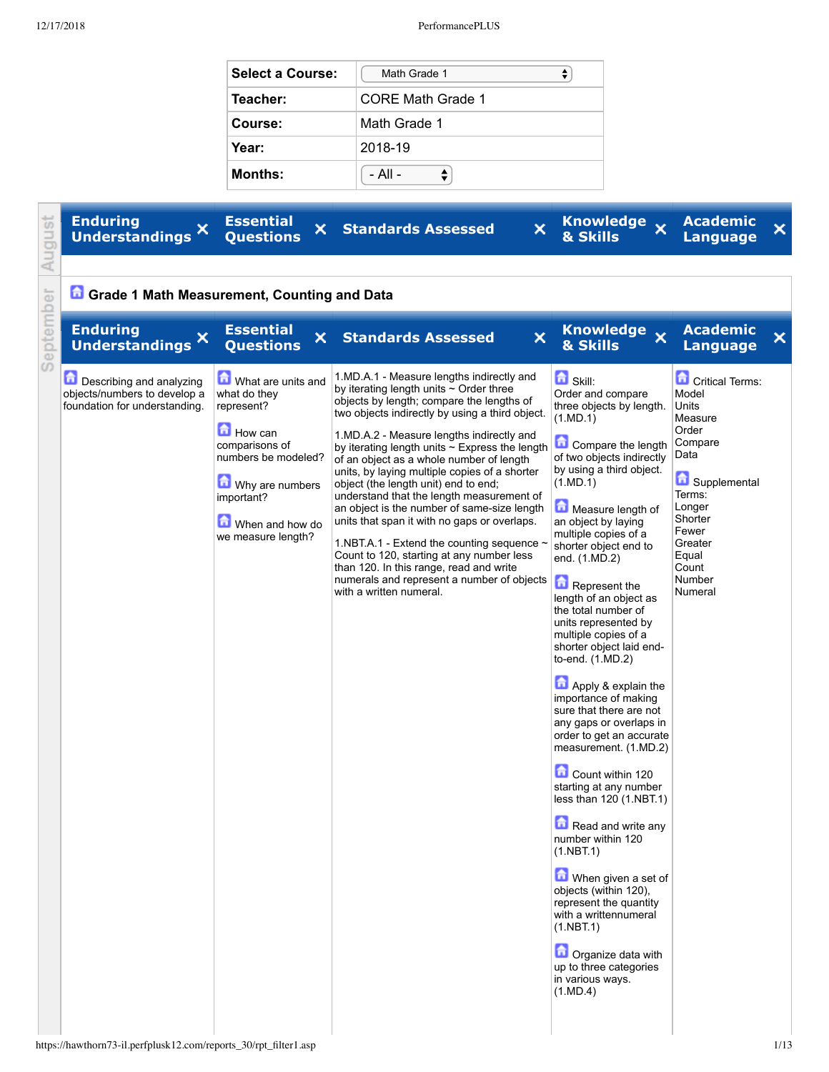| Select a Course: | Math Grade 1 |
| --- | --- |
| Teacher: | CORE Math Grade 1 |
| Course: | Math Grade 1 |
| Year: | 2018-19 |
| Months: | - All - |

August

| Enduring Understandings | Essential Questions | Standards Assessed | Knowledge & Skills | Academic Language |
| --- | --- | --- | --- | --- |

September

## Grade 1 Math Measurement, Counting and Data

| Enduring Understandings | Essential Questions | Standards Assessed | Knowledge & Skills | Academic Language |
| --- | --- | --- | --- | --- |
| Describing and analyzing objects/numbers to develop a foundation for understanding. | What are units and what do they represent?<br><br>How can comparisons of numbers be modeled?<br><br>Why are numbers important?<br><br>When and how do we measure length? | 1.MD.A.1 - Measure lengths indirectly and by iterating length units ~ Order three objects by length; compare the lengths of two objects indirectly by using a third object.<br><br>1.MD.A.2 - Measure lengths indirectly and by iterating length units ~ Express the length of an object as a whole number of length units, by laying multiple copies of a shorter object (the length unit) end to end; understand that the length measurement of an object is the number of same-size length units that span it with no gaps or overlaps.<br><br>1.NBT.A.1 - Extend the counting sequence ~ Count to 120, starting at any number less than 120. In this range, read and write numerals and represent a number of objects with a written numeral. | Skill: Order and compare three objects by length. (1.MD.1)<br><br>Compare the length of two objects indirectly by using a third object. (1.MD.1)<br><br>Measure length of an object by laying multiple copies of a shorter object end to end. (1.MD.2)<br><br>Represent the length of an object as the total number of units represented by multiple copies of a shorter object laid end-to-end. (1.MD.2)<br><br>Apply & explain the importance of making sure that there are not any gaps or overlaps in order to get an accurate measurement. (1.MD.2)<br><br>Count within 120 starting at any number less than 120 (1.NBT.1)<br><br>Read and write any number within 120 (1.NBT.1)<br><br>When given a set of objects (within 120), represent the quantity with a writtennumeral (1.NBT.1)<br><br>Organize data with up to three categories in various ways. (1.MD.4) | Critical Terms: Model Units Measure Order Compare Data<br><br>Supplemental Terms: Longer Shorter Fewer Greater Equal Count Number Numeral |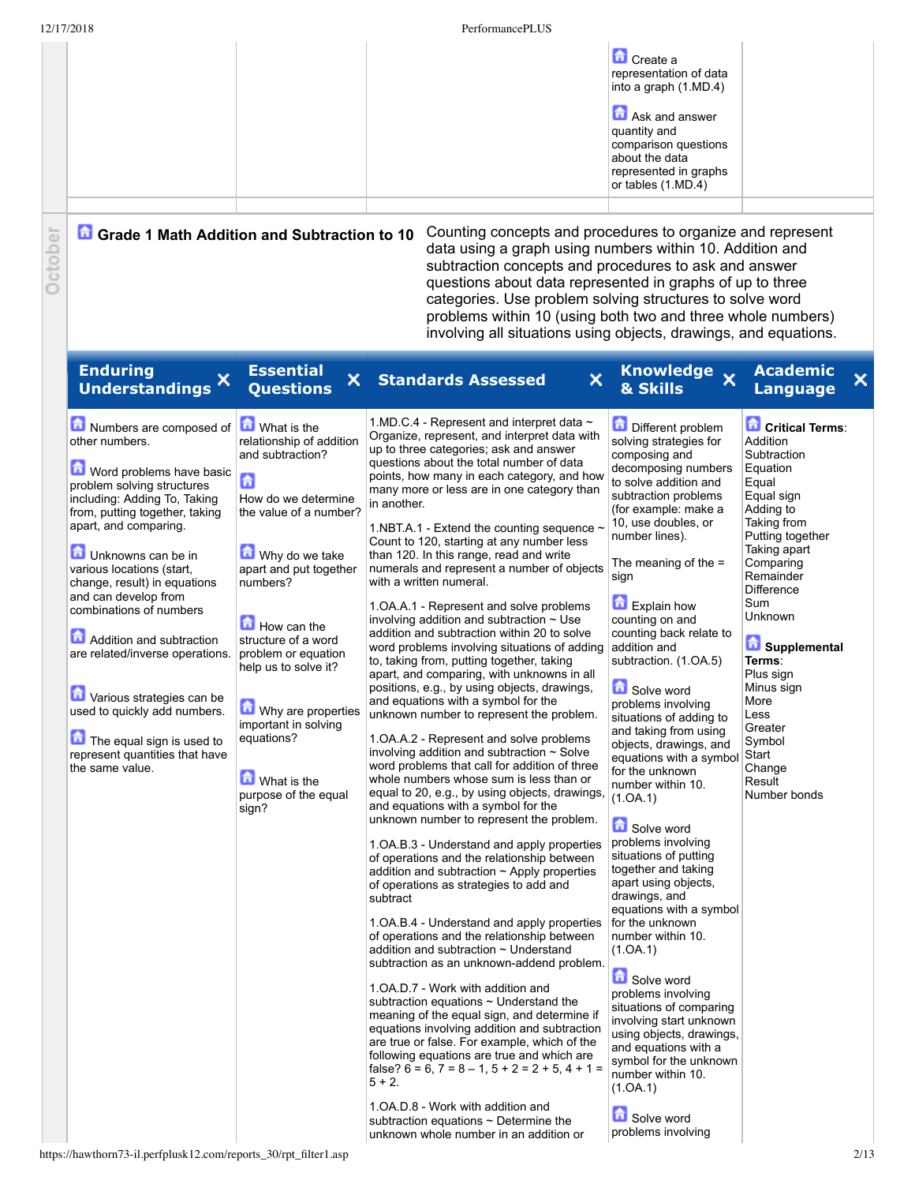| | | | | |
|---|---|---|---|---|
| | | | Create a representation of data into a graph (1.MD.4)<br><br>Ask and answer quantity and comparison questions about the data represented in graphs or tables (1.MD.4) | |

October

## Grade 1 Math Addition and Subtraction to 10

Counting concepts and procedures to organize and represent data using a graph using numbers within 10. Addition and subtraction concepts and procedures to ask and answer questions about data represented in graphs of up to three categories. Use problem solving structures to solve word problems within 10 (using both two and three whole numbers) involving all situations using objects, drawings, and equations.

| Enduring Understandings | Essential Questions | Standards Assessed | Knowledge & Skills | Academic Language |
|---|---|---|---|---|
| Numbers are composed of other numbers.<br><br>Word problems have basic problem solving structures including: Adding To, Taking from, putting together, taking apart, and comparing.<br><br>Unknowns can be in various locations (start, change, result) in equations and can develop from combinations of numbers<br><br>Addition and subtraction are related/inverse operations.<br><br>Various strategies can be used to quickly add numbers.<br><br>The equal sign is used to represent quantities that have the same value. | What is the relationship of addition and subtraction?<br><br>How do we determine the value of a number?<br><br>Why do we take apart and put together numbers?<br><br>How can the structure of a word problem or equation help us to solve it?<br><br>Why are properties important in solving equations?<br><br>What is the purpose of the equal sign? | 1.MD.C.4 - Represent and interpret data ~ Organize, represent, and interpret data with up to three categories; ask and answer questions about the total number of data points, how many in each category, and how many more or less are in one category than in another.<br><br>1.NBT.A.1 - Extend the counting sequence ~ Count to 120, starting at any number less than 120. In this range, read and write numerals and represent a number of objects with a written numeral.<br><br>1.OA.A.1 - Represent and solve problems involving addition and subtraction ~ Use addition and subtraction within 20 to solve word problems involving situations of adding to, taking from, putting together, taking apart, and comparing, with unknowns in all positions, e.g., by using objects, drawings, and equations with a symbol for the unknown number to represent the problem.<br><br>1.OA.A.2 - Represent and solve problems involving addition and subtraction ~ Solve word problems that call for addition of three whole numbers whose sum is less than or equal to 20, e.g., by using objects, drawings, and equations with a symbol for the unknown number to represent the problem.<br><br>1.OA.B.3 - Understand and apply properties of operations and the relationship between addition and subtraction ~ Apply properties of operations as strategies to add and subtract<br><br>1.OA.B.4 - Understand and apply properties of operations and the relationship between addition and subtraction ~ Understand subtraction as an unknown-addend problem.<br><br>1.OA.D.7 - Work with addition and subtraction equations ~ Understand the meaning of the equal sign, and determine if equations involving addition and subtraction are true or false. For example, which of the following equations are true and which are false? 6 = 6, 7 = 8 – 1, 5 + 2 = 2 + 5, 4 + 1 = 5 + 2.<br><br>1.OA.D.8 - Work with addition and subtraction equations ~ Determine the unknown whole number in an addition or | Different problem solving strategies for composing and decomposing numbers to solve addition and subtraction problems (for example: make a 10, use doubles, or number lines).<br><br>The meaning of the = sign<br><br>Explain how counting on and counting back relate to addition and subtraction. (1.OA.5)<br><br>Solve word problems involving situations of adding to and taking from using objects, drawings, and equations with a symbol for the unknown number within 10. (1.OA.1)<br><br>Solve word problems involving situations of putting together and taking apart using objects, drawings, and equations with a symbol for the unknown number within 10. (1.OA.1)<br><br>Solve word problems involving situations of comparing involving start unknown using objects, drawings, and equations with a symbol for the unknown number within 10. (1.OA.1)<br><br>Solve word problems involving | **Critical Terms**:<br>Addition<br>Subtraction<br>Equation<br>Equal<br>Equal sign<br>Adding to<br>Taking from<br>Putting together<br>Taking apart<br>Comparing<br>Remainder<br>Difference<br>Sum<br>Unknown<br><br>**Supplemental Terms**:<br>Plus sign<br>Minus sign<br>More<br>Less<br>Greater<br>Symbol<br>Start<br>Change<br>Result<br>Number bonds |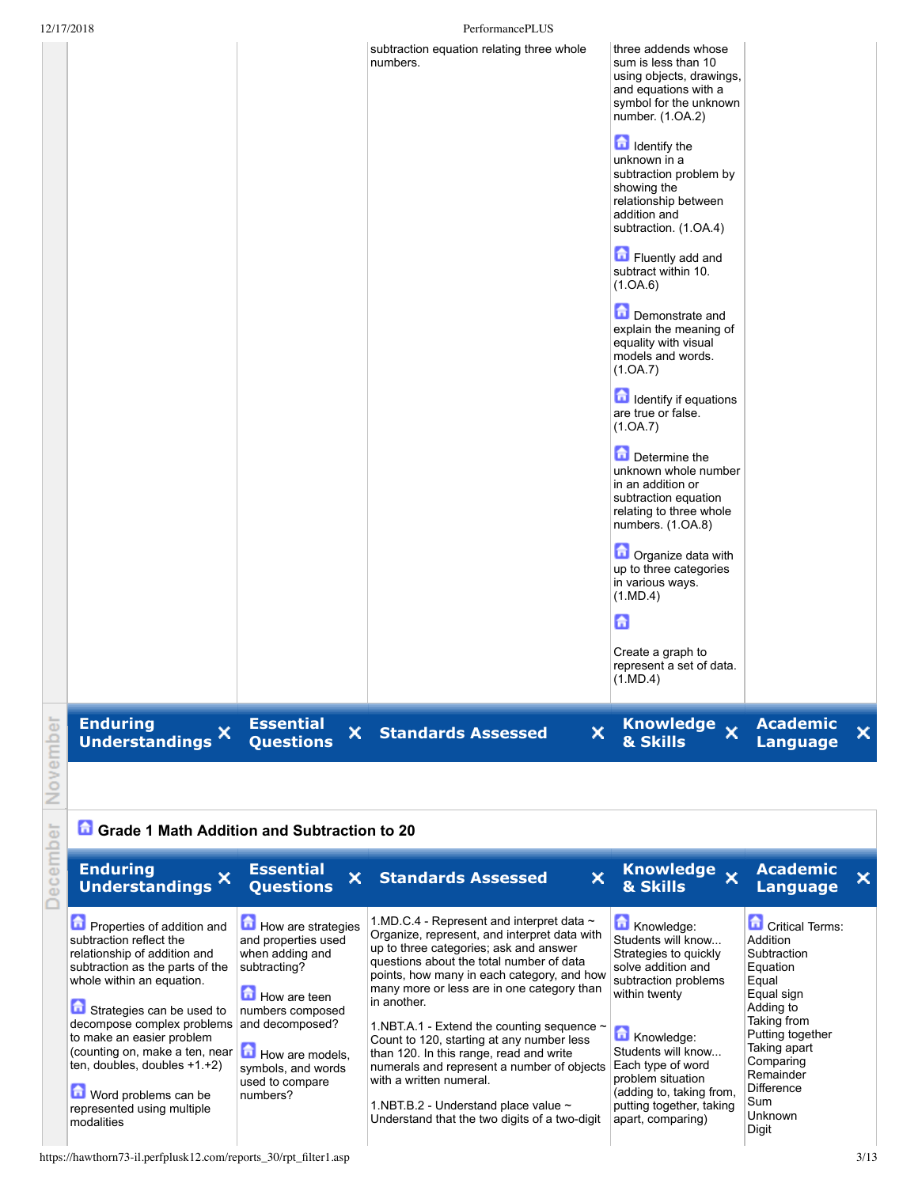| | | | | |
|---|---|---|---|---|
| | | subtraction equation relating three whole numbers. | three addends whose sum is less than 10 using objects, drawings, and equations with a symbol for the unknown number. (1.OA.2)<br><br>Identify the unknown in a subtraction problem by showing the relationship between addition and subtraction. (1.OA.4)<br><br>Fluently add and subtract within 10. (1.OA.6)<br><br>Demonstrate and explain the meaning of equality with visual models and words. (1.OA.7)<br><br>Identify if equations are true or false. (1.OA.7)<br><br>Determine the unknown whole number in an addition or subtraction equation relating to three whole numbers. (1.OA.8)<br><br>Organize data with up to three categories in various ways. (1.MD.4)<br><br>Create a graph to represent a set of data. (1.MD.4) | |

November

| Enduring Understandings | Essential Questions | Standards Assessed | Knowledge & Skills | Academic Language |
|---|---|---|---|---|
| | | | | |

December

## Grade 1 Math Addition and Subtraction to 20

| Enduring Understandings | Essential Questions | Standards Assessed | Knowledge & Skills | Academic Language |
|---|---|---|---|---|
| Properties of addition and subtraction reflect the relationship of addition and subtraction as the parts of the whole within an equation.<br><br>Strategies can be used to decompose complex problems to make an easier problem (counting on, make a ten, near ten, doubles, doubles +1,+2)<br><br>Word problems can be represented using multiple modalities | How are strategies and properties used when adding and subtracting?<br><br>How are teen numbers composed and decomposed?<br><br>How are models, symbols, and words used to compare numbers? | 1.MD.C.4 - Represent and interpret data ~ Organize, represent, and interpret data with up to three categories; ask and answer questions about the total number of data points, how many in each category, and how many more or less are in one category than in another.<br><br>1.NBT.A.1 - Extend the counting sequence ~ Count to 120, starting at any number less than 120. In this range, read and write numerals and represent a number of objects with a written numeral.<br><br>1.NBT.B.2 - Understand place value ~ Understand that the two digits of a two-digit | Knowledge: Students will know... Strategies to quickly solve addition and subtraction problems within twenty<br><br>Knowledge: Students will know... Each type of word problem situation (adding to, taking from, putting together, taking apart, comparing) | Critical Terms:<br>Addition<br>Subtraction<br>Equation<br>Equal<br>Equal sign<br>Adding to<br>Taking from<br>Putting together<br>Taking apart<br>Comparing<br>Remainder<br>Difference<br>Sum<br>Unknown<br>Digit |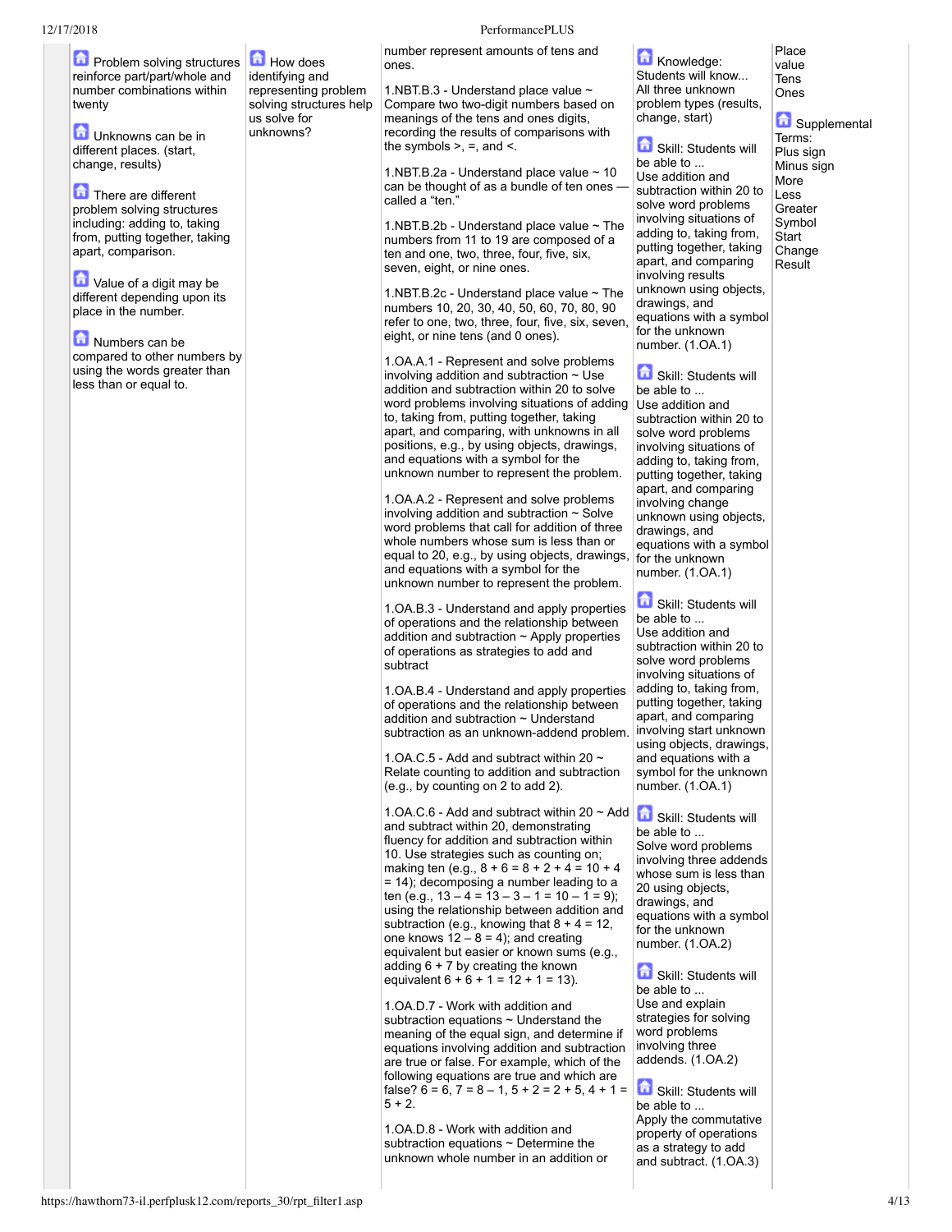| | | | | |
|---|---|---|---|---|
| Problem solving structures reinforce part/part/whole and number combinations within twenty<br><br>Unknowns can be in different places. (start, change, results)<br><br>There are different problem solving structures including: adding to, taking from, putting together, taking apart, comparison.<br><br>Value of a digit may be different depending upon its place in the number.<br><br>Numbers can be compared to other numbers by using the words greater than less than or equal to. | How does identifying and representing problem solving structures help us solve for unknowns? | number represent amounts of tens and ones.<br><br>1.NBT.B.3 - Understand place value ~ Compare two two-digit numbers based on meanings of the tens and ones digits, recording the results of comparisons with the symbols >, =, and <.<br><br>1.NBT.B.2a - Understand place value ~ 10 can be thought of as a bundle of ten ones — called a "ten."<br><br>1.NBT.B.2b - Understand place value ~ The numbers from 11 to 19 are composed of a ten and one, two, three, four, five, six, seven, eight, or nine ones.<br><br>1.NBT.B.2c - Understand place value ~ The numbers 10, 20, 30, 40, 50, 60, 70, 80, 90 refer to one, two, three, four, five, six, seven, eight, or nine tens (and 0 ones).<br><br>1.OA.A.1 - Represent and solve problems involving addition and subtraction ~ Use addition and subtraction within 20 to solve word problems involving situations of adding to, taking from, putting together, taking apart, and comparing, with unknowns in all positions, e.g., by using objects, drawings, and equations with a symbol for the unknown number to represent the problem.<br><br>1.OA.A.2 - Represent and solve problems involving addition and subtraction ~ Solve word problems that call for addition of three whole numbers whose sum is less than or equal to 20, e.g., by using objects, drawings, and equations with a symbol for the unknown number to represent the problem.<br><br>1.OA.B.3 - Understand and apply properties of operations and the relationship between addition and subtraction ~ Apply properties of operations as strategies to add and subtract<br><br>1.OA.B.4 - Understand and apply properties of operations and the relationship between addition and subtraction ~ Understand subtraction as an unknown-addend problem.<br><br>1.OA.C.5 - Add and subtract within 20 ~ Relate counting to addition and subtraction (e.g., by counting on 2 to add 2).<br><br>1.OA.C.6 - Add and subtract within 20 ~ Add and subtract within 20, demonstrating fluency for addition and subtraction within 10. Use strategies such as counting on; making ten (e.g., 8 + 6 = 8 + 2 + 4 = 10 + 4 = 14); decomposing a number leading to a ten (e.g., 13 – 4 = 13 – 3 – 1 = 10 – 1 = 9); using the relationship between addition and subtraction (e.g., knowing that 8 + 4 = 12, one knows 12 – 8 = 4); and creating equivalent but easier or known sums (e.g., adding 6 + 7 by creating the known equivalent 6 + 6 + 1 = 12 + 1 = 13).<br><br>1.OA.D.7 - Work with addition and subtraction equations ~ Understand the meaning of the equal sign, and determine if equations involving addition and subtraction are true or false. For example, which of the following equations are true and which are false? 6 = 6, 7 = 8 – 1, 5 + 2 = 2 + 5, 4 + 1 = 5 + 2.<br><br>1.OA.D.8 - Work with addition and subtraction equations ~ Determine the unknown whole number in an addition or | Knowledge: Students will know... All three unknown problem types (results, change, start)<br><br>Skill: Students will be able to ... Use addition and subtraction within 20 to solve word problems involving situations of adding to, taking from, putting together, taking apart, and comparing involving results unknown using objects, drawings, and equations with a symbol for the unknown number. (1.OA.1)<br><br>Skill: Students will be able to ... Use addition and subtraction within 20 to solve word problems involving situations of adding to, taking from, putting together, taking apart, and comparing involving change unknown using objects, drawings, and equations with a symbol for the unknown number. (1.OA.1)<br><br>Skill: Students will be able to ... Use addition and subtraction within 20 to solve word problems involving situations of adding to, taking from, putting together, taking apart, and comparing involving start unknown using objects, drawings, and equations with a symbol for the unknown number. (1.OA.1)<br><br>Skill: Students will be able to ... Solve word problems involving three addends whose sum is less than 20 using objects, drawings, and equations with a symbol for the unknown number. (1.OA.2)<br><br>Skill: Students will be able to ... Use and explain strategies for solving word problems involving three addends. (1.OA.2)<br><br>Skill: Students will be able to ... Apply the commutative property of operations as a strategy to add and subtract. (1.OA.3) | Place value<br>Tens<br>Ones<br><br>Supplemental Terms:<br>Plus sign<br>Minus sign<br>More<br>Less<br>Greater<br>Symbol<br>Start<br>Change<br>Result |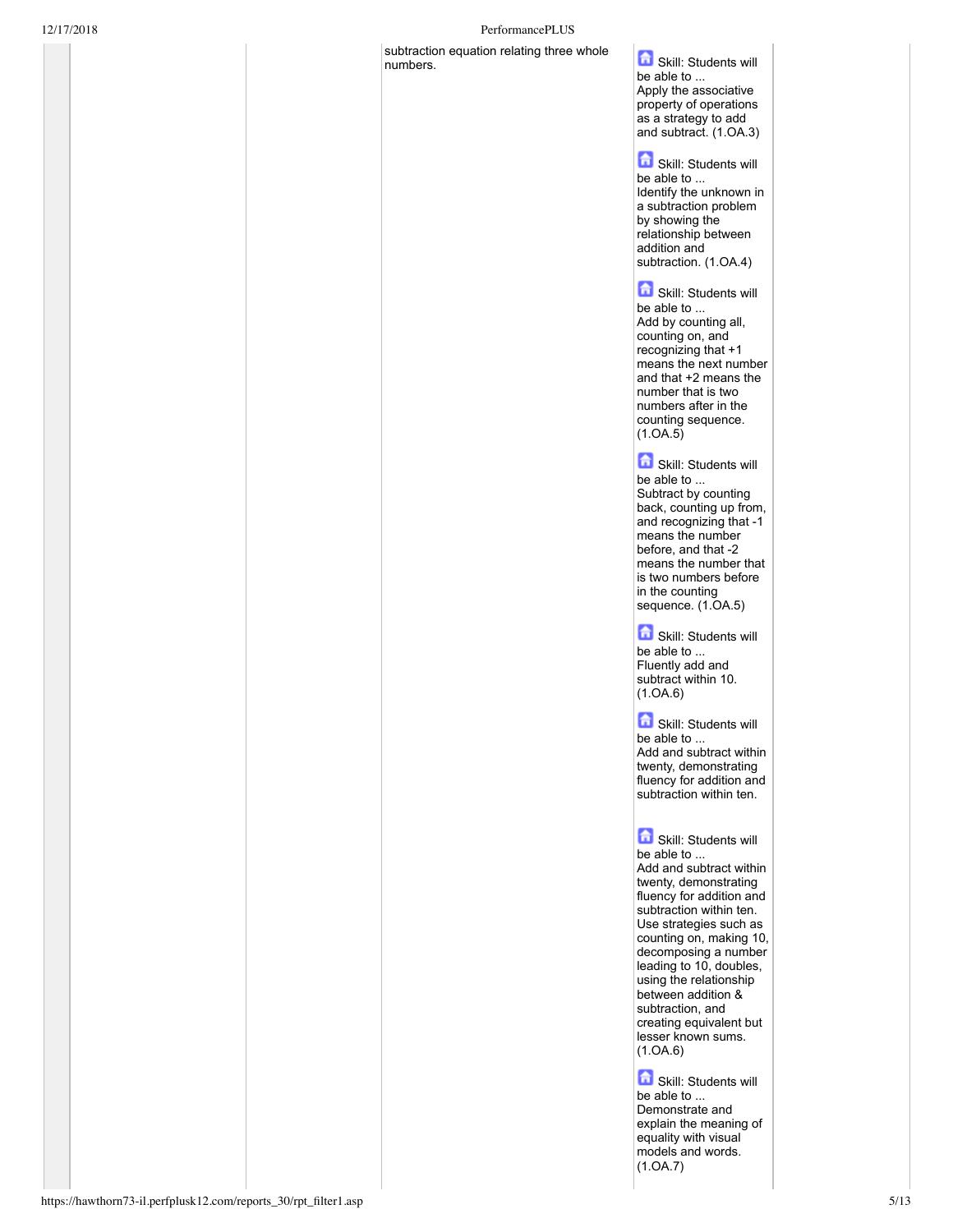| | | | | | |
|---|---|---|---|---|---|
| | | | subtraction equation relating three whole numbers. | Skill: Students will be able to ... Apply the associative property of operations as a strategy to add and subtract. (1.OA.3)<br><br>Skill: Students will be able to ... Identify the unknown in a subtraction problem by showing the relationship between addition and subtraction. (1.OA.4)<br><br>Skill: Students will be able to ... Add by counting all, counting on, and recognizing that +1 means the next number and that +2 means the number that is two numbers after in the counting sequence. (1.OA.5)<br><br>Skill: Students will be able to ... Subtract by counting back, counting up from, and recognizing that -1 means the number before, and that -2 means the number that is two numbers before in the counting sequence. (1.OA.5)<br><br>Skill: Students will be able to ... Fluently add and subtract within 10. (1.OA.6)<br><br>Skill: Students will be able to ... Add and subtract within twenty, demonstrating fluency for addition and subtraction within ten.<br><br>Skill: Students will be able to ... Add and subtract within twenty, demonstrating fluency for addition and subtraction within ten. Use strategies such as counting on, making 10, decomposing a number leading to 10, doubles, using the relationship between addition & subtraction, and creating equivalent but lesser known sums. (1.OA.6)<br><br>Skill: Students will be able to ... Demonstrate and explain the meaning of equality with visual models and words. (1.OA.7) | |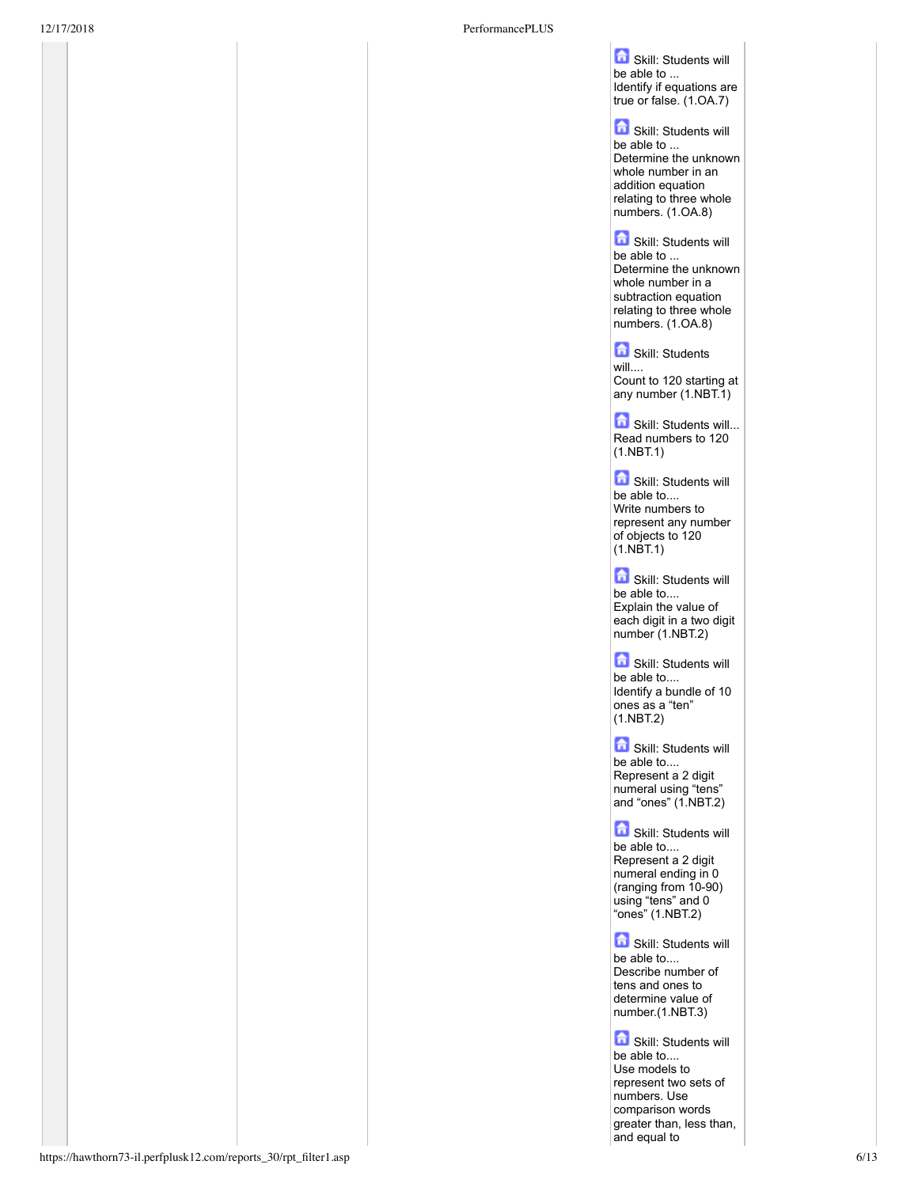Skill: Students will be able to ...
Identify if equations are true or false. (1.OA.7)

Skill: Students will be able to ...
Determine the unknown whole number in an addition equation relating to three whole numbers. (1.OA.8)

Skill: Students will be able to ...
Determine the unknown whole number in a subtraction equation relating to three whole numbers. (1.OA.8)

Skill: Students will....
Count to 120 starting at any number (1.NBT.1)

Skill: Students will...
Read numbers to 120 (1.NBT.1)

Skill: Students will be able to....
Write numbers to represent any number of objects to 120 (1.NBT.1)

Skill: Students will be able to....
Explain the value of each digit in a two digit number (1.NBT.2)

Skill: Students will be able to....
Identify a bundle of 10 ones as a "ten" (1.NBT.2)

Skill: Students will be able to....
Represent a 2 digit numeral using "tens" and "ones" (1.NBT.2)

Skill: Students will be able to....
Represent a 2 digit numeral ending in 0 (ranging from 10-90) using "tens" and 0 "ones" (1.NBT.2)

Skill: Students will be able to....
Describe number of tens and ones to determine value of number.(1.NBT.3)

Skill: Students will be able to....
Use models to represent two sets of numbers. Use comparison words greater than, less than, and equal to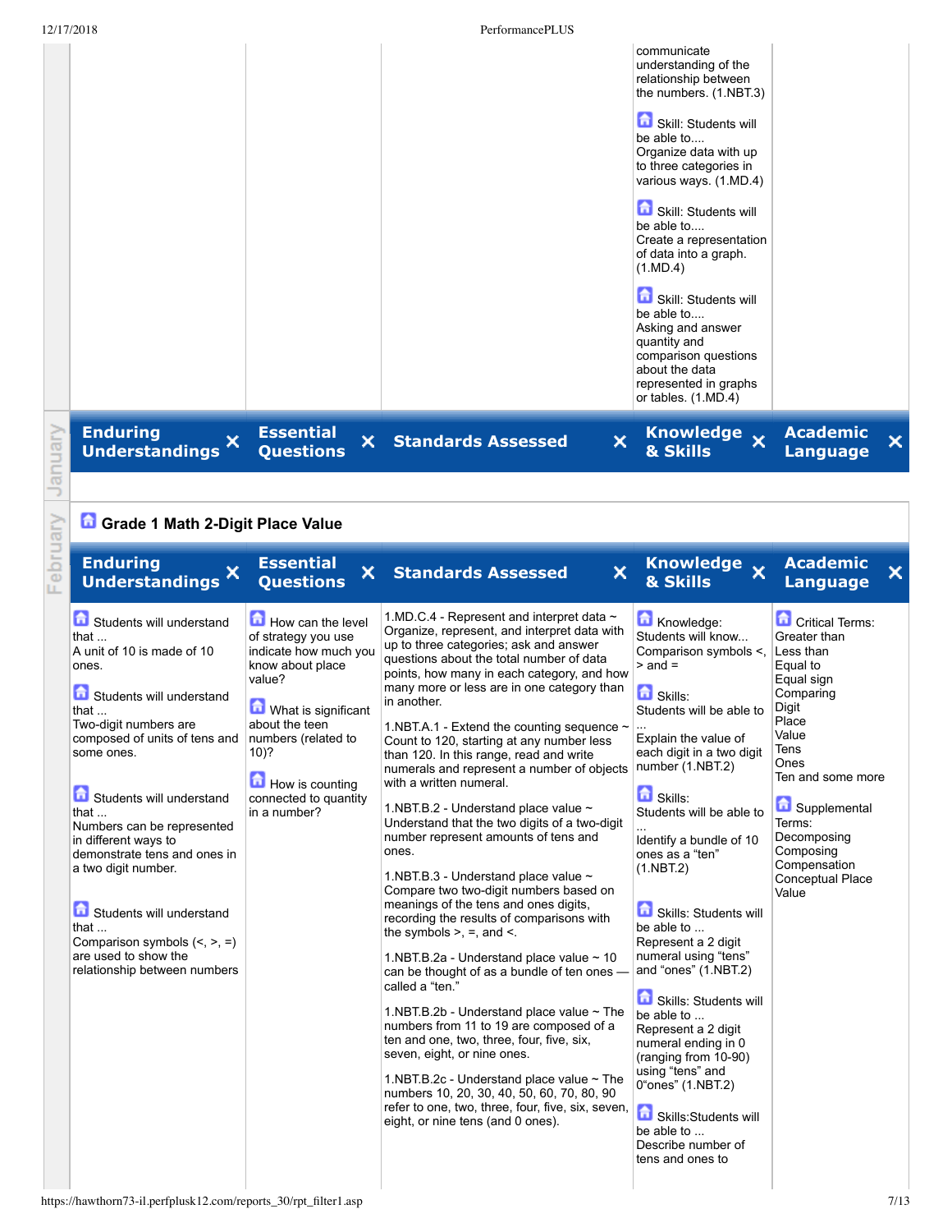| | | | | |
|---|---|---|---|---|
| | | | communicate understanding of the relationship between the numbers. (1.NBT.3)<br><br>Skill: Students will be able to.... Organize data with up to three categories in various ways. (1.MD.4)<br><br>Skill: Students will be able to.... Create a representation of data into a graph. (1.MD.4)<br><br>Skill: Students will be able to.... Asking and answer quantity and comparison questions about the data represented in graphs or tables. (1.MD.4) | |

| Enduring Understandings | Essential Questions | Standards Assessed | Knowledge & Skills | Academic Language |
|---|---|---|---|---|
| | | | | |

## Grade 1 Math 2-Digit Place Value

| Enduring Understandings | Essential Questions | Standards Assessed | Knowledge & Skills | Academic Language |
|---|---|---|---|---|
| Students will understand that ... A unit of 10 is made of 10 ones.<br><br>Students will understand that ... Two-digit numbers are composed of units of tens and some ones.<br><br>Students will understand that ... Numbers can be represented in different ways to demonstrate tens and ones in a two digit number.<br><br>Students will understand that ... Comparison symbols (<, >, =) are used to show the relationship between numbers | How can the level of strategy you use indicate how much you know about place value?<br><br>What is significant about the teen numbers (related to 10)?<br><br>How is counting connected to quantity in a number? | 1.MD.C.4 - Represent and interpret data ~ Organize, represent, and interpret data with up to three categories; ask and answer questions about the total number of data points, how many in each category, and how many more or less are in one category than in another.<br><br>1.NBT.A.1 - Extend the counting sequence ~ Count to 120, starting at any number less than 120. In this range, read and write numerals and represent a number of objects with a written numeral.<br><br>1.NBT.B.2 - Understand place value ~ Understand that the two digits of a two-digit number represent amounts of tens and ones.<br><br>1.NBT.B.3 - Understand place value ~ Compare two two-digit numbers based on meanings of the tens and ones digits, recording the results of comparisons with the symbols >, =, and <.<br><br>1.NBT.B.2a - Understand place value ~ 10 can be thought of as a bundle of ten ones — called a "ten."<br><br>1.NBT.B.2b - Understand place value ~ The numbers from 11 to 19 are composed of a ten and one, two, three, four, five, six, seven, eight, or nine ones.<br><br>1.NBT.B.2c - Understand place value ~ The numbers 10, 20, 30, 40, 50, 60, 70, 80, 90 refer to one, two, three, four, five, six, seven, eight, or nine tens (and 0 ones). | Knowledge: Students will know... Comparison symbols <, > and =<br><br>Skills: Students will be able to ... Explain the value of each digit in a two digit number (1.NBT.2)<br><br>Skills: Students will be able to ... Identify a bundle of 10 ones as a "ten" (1.NBT.2)<br><br>Skills: Students will be able to ... Represent a 2 digit numeral using "tens" and "ones" (1.NBT.2)<br><br>Skills: Students will be able to ... Represent a 2 digit numeral ending in 0 (ranging from 10-90) using "tens" and 0"ones" (1.NBT.2)<br><br>Skills:Students will be able to ... Describe number of tens and ones to | Critical Terms: Greater than Less than Equal to Equal sign Comparing Digit Place Value Tens Ones Ten and some more<br><br>Supplemental Terms: Decomposing Composing Compensation Conceptual Place Value |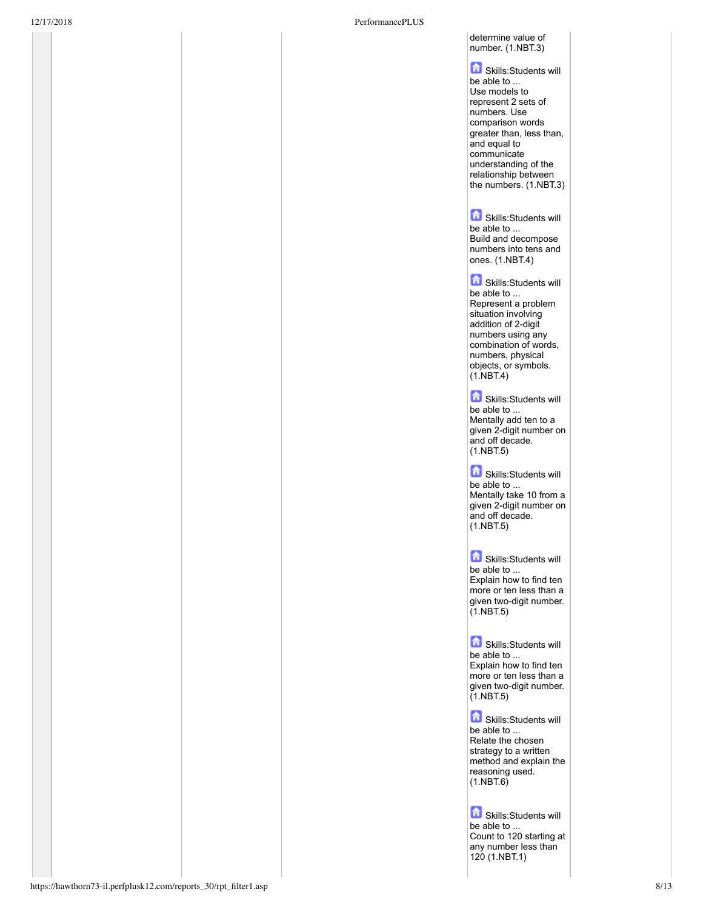| | | | | | |
|---|---|---|---|---|---|
| | | | | determine value of number. (1.NBT.3)<br><br>Skills:Students will be able to ...<br>Use models to represent 2 sets of numbers. Use comparison words greater than, less than, and equal to communicate understanding of the relationship between the numbers. (1.NBT.3)<br><br>Skills:Students will be able to ...<br>Build and decompose numbers into tens and ones. (1.NBT.4)<br><br>Skills:Students will be able to ...<br>Represent a problem situation involving addition of 2-digit numbers using any combination of words, numbers, physical objects, or symbols. (1.NBT.4)<br><br>Skills:Students will be able to ...<br>Mentally add ten to a given 2-digit number on and off decade. (1.NBT.5)<br><br>Skills:Students will be able to ...<br>Mentally take 10 from a given 2-digit number on and off decade. (1.NBT.5)<br><br>Skills:Students will be able to ...<br>Explain how to find ten more or ten less than a given two-digit number. (1.NBT.5)<br><br>Skills:Students will be able to ...<br>Explain how to find ten more or ten less than a given two-digit number. (1.NBT.5)<br><br>Skills:Students will be able to ...<br>Relate the chosen strategy to a written method and explain the reasoning used. (1.NBT.6)<br><br>Skills:Students will be able to ...<br>Count to 120 starting at any number less than 120 (1.NBT.1) | |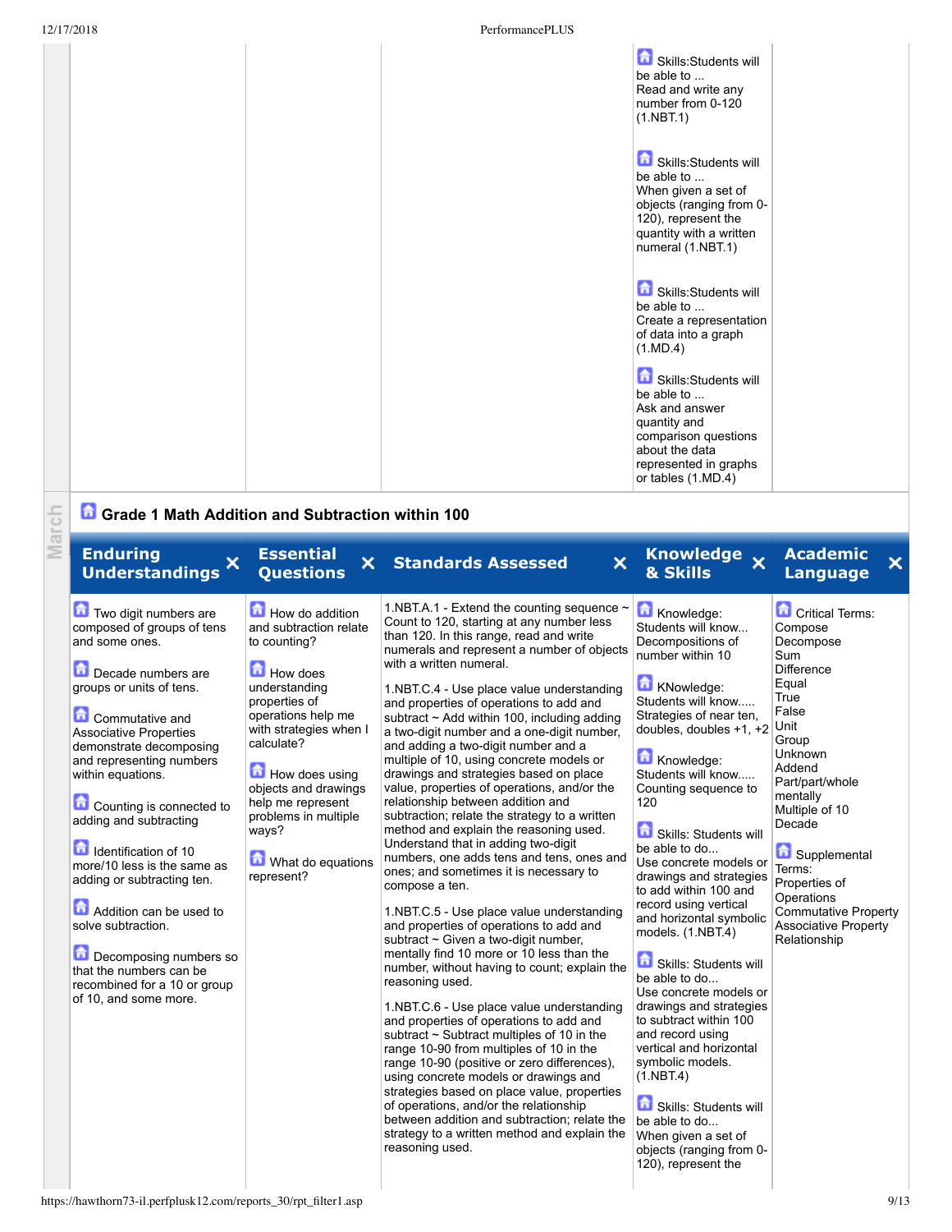| | | | | |
|---|---|---|---|---|
| | | | Skills:Students will be able to ... Read and write any number from 0-120 (1.NBT.1)<br><br>Skills:Students will be able to ... When given a set of objects (ranging from 0-120), represent the quantity with a written numeral (1.NBT.1)<br><br>Skills:Students will be able to ... Create a representation of data into a graph (1.MD.4)<br><br>Skills:Students will be able to ... Ask and answer quantity and comparison questions about the data represented in graphs or tables (1.MD.4) | |

March

## Grade 1 Math Addition and Subtraction within 100

| Enduring Understandings | Essential Questions | Standards Assessed | Knowledge & Skills | Academic Language |
|---|---|---|---|---|
| Two digit numbers are composed of groups of tens and some ones.<br><br>Decade numbers are groups or units of tens.<br><br>Commutative and Associative Properties demonstrate decomposing and representing numbers within equations.<br><br>Counting is connected to adding and subtracting<br><br>Identification of 10 more/10 less is the same as adding or subtracting ten.<br><br>Addition can be used to solve subtraction.<br><br>Decomposing numbers so that the numbers can be recombined for a 10 or group of 10, and some more. | How do addition and subtraction relate to counting?<br><br>How does understanding properties of operations help me with strategies when I calculate?<br><br>How does using objects and drawings help me represent problems in multiple ways?<br><br>What do equations represent? | 1.NBT.A.1 - Extend the counting sequence ~ Count to 120, starting at any number less than 120. In this range, read and write numerals and represent a number of objects with a written numeral.<br><br>1.NBT.C.4 - Use place value understanding and properties of operations to add and subtract ~ Add within 100, including adding a two-digit number and a one-digit number, and adding a two-digit number and a multiple of 10, using concrete models or drawings and strategies based on place value, properties of operations, and/or the relationship between addition and subtraction; relate the strategy to a written method and explain the reasoning used. Understand that in adding two-digit numbers, one adds tens and tens, ones and ones; and sometimes it is necessary to compose a ten.<br><br>1.NBT.C.5 - Use place value understanding and properties of operations to add and subtract ~ Given a two-digit number, mentally find 10 more or 10 less than the number, without having to count; explain the reasoning used.<br><br>1.NBT.C.6 - Use place value understanding and properties of operations to add and subtract ~ Subtract multiples of 10 in the range 10-90 from multiples of 10 in the range 10-90 (positive or zero differences), using concrete models or drawings and strategies based on place value, properties of operations, and/or the relationship between addition and subtraction; relate the strategy to a written method and explain the reasoning used. | Knowledge: Students will know... Decompositions of number within 10<br><br>KNowledge: Students will know..... Strategies of near ten, doubles, doubles +1, +2<br><br>Knowledge: Students will know..... Counting sequence to 120<br><br>Skills: Students will be able to do... Use concrete models or drawings and strategies to add within 100 and record using vertical and horizontal symbolic models. (1.NBT.4)<br><br>Skills: Students will be able to do... Use concrete models or drawings and strategies to subtract within 100 and record using vertical and horizontal symbolic models. (1.NBT.4)<br><br>Skills: Students will be able to do... When given a set of objects (ranging from 0-120), represent the | Critical Terms: Compose Decompose Sum Difference Equal True False Unit Group Unknown Addend Part/part/whole mentally Multiple of 10 Decade<br><br>Supplemental Terms: Properties of Operations Commutative Property Associative Property Relationship |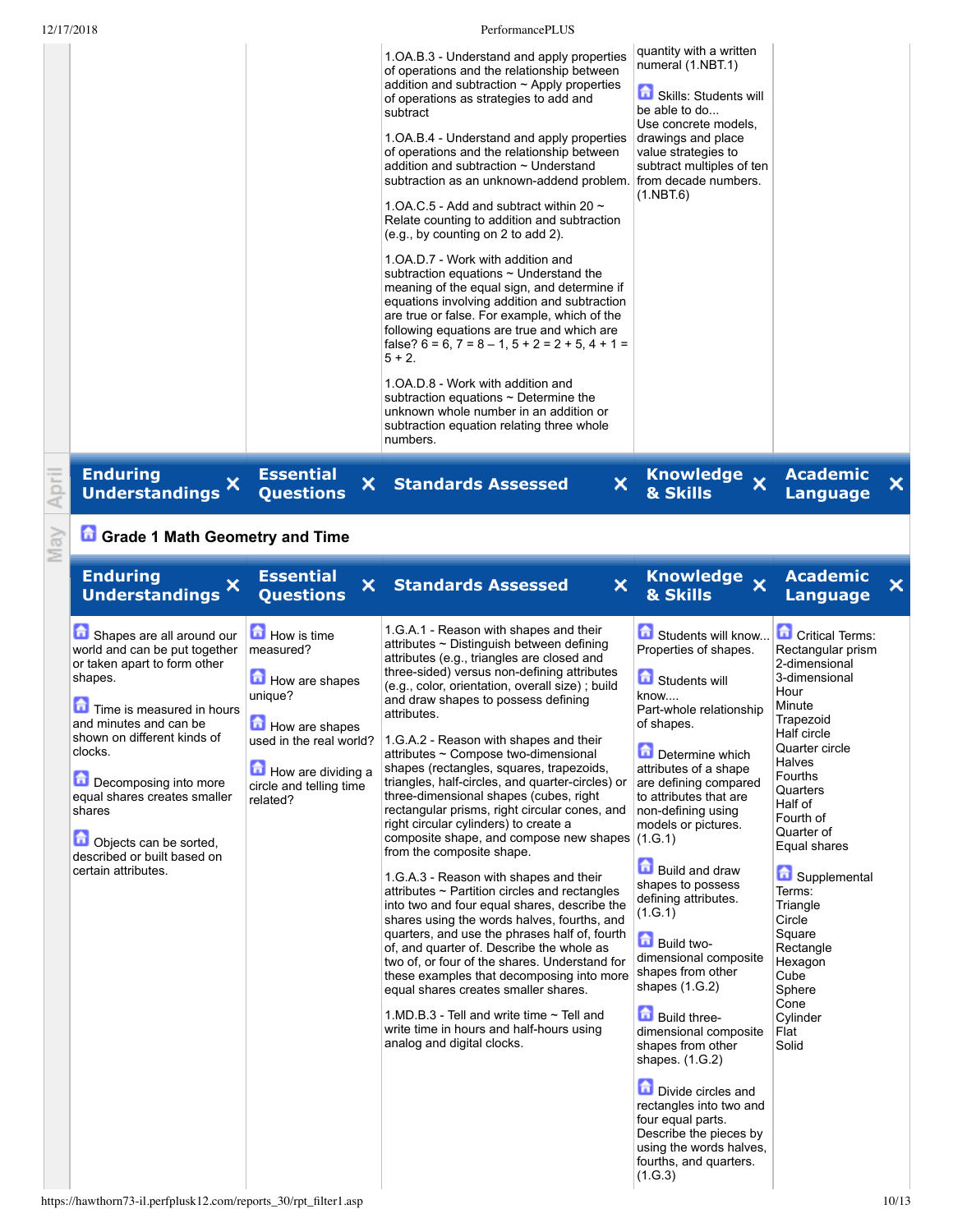| Enduring Understandings | Essential Questions | Standards Assessed | Knowledge & Skills | Academic Language |
|---|---|---|---|---|
| | | 1.OA.B.3 - Understand and apply properties of operations and the relationship between addition and subtraction ~ Apply properties of operations as strategies to add and subtract<br><br>1.OA.B.4 - Understand and apply properties of operations and the relationship between addition and subtraction ~ Understand subtraction as an unknown-addend problem.<br><br>1.OA.C.5 - Add and subtract within 20 ~ Relate counting to addition and subtraction (e.g., by counting on 2 to add 2).<br><br>1.OA.D.7 - Work with addition and subtraction equations ~ Understand the meaning of the equal sign, and determine if equations involving addition and subtraction are true or false. For example, which of the following equations are true and which are false? 6 = 6, 7 = 8 – 1, 5 + 2 = 2 + 5, 4 + 1 = 5 + 2.<br><br>1.OA.D.8 - Work with addition and subtraction equations ~ Determine the unknown whole number in an addition or subtraction equation relating three whole numbers. | quantity with a written numeral (1.NBT.1)<br><br>Skills: Students will be able to do...<br>Use concrete models, drawings and place value strategies to subtract multiples of ten from decade numbers. (1.NBT.6) | |

April

| Enduring Understandings | Essential Questions | Standards Assessed | Knowledge & Skills | Academic Language |
|---|---|---|---|---|

May

## Grade 1 Math Geometry and Time

| Enduring Understandings | Essential Questions | Standards Assessed | Knowledge & Skills | Academic Language |
|---|---|---|---|---|
| Shapes are all around our world and can be put together or taken apart to form other shapes.<br><br>Time is measured in hours and minutes and can be shown on different kinds of clocks.<br><br>Decomposing into more equal shares creates smaller shares<br><br>Objects can be sorted, described or built based on certain attributes. | How is time measured?<br><br>How are shapes unique?<br><br>How are shapes used in the real world?<br><br>How are dividing a circle and telling time related? | 1.G.A.1 - Reason with shapes and their attributes ~ Distinguish between defining attributes (e.g., triangles are closed and three-sided) versus non-defining attributes (e.g., color, orientation, overall size) ; build and draw shapes to possess defining attributes.<br><br>1.G.A.2 - Reason with shapes and their attributes ~ Compose two-dimensional shapes (rectangles, squares, trapezoids, triangles, half-circles, and quarter-circles) or three-dimensional shapes (cubes, right rectangular prisms, right circular cones, and right circular cylinders) to create a composite shape, and compose new shapes from the composite shape.<br><br>1.G.A.3 - Reason with shapes and their attributes ~ Partition circles and rectangles into two and four equal shares, describe the shares using the words halves, fourths, and quarters, and use the phrases half of, fourth of, and quarter of. Describe the whole as two of, or four of the shares. Understand for these examples that decomposing into more equal shares creates smaller shares.<br><br>1.MD.B.3 - Tell and write time ~ Tell and write time in hours and half-hours using analog and digital clocks. | Students will know... Properties of shapes.<br><br>Students will know.... Part-whole relationship of shapes.<br><br>Determine which attributes of a shape are defining compared to attributes that are non-defining using models or pictures. (1.G.1)<br><br>Build and draw shapes to possess defining attributes. (1.G.1)<br><br>Build two-dimensional composite shapes from other shapes (1.G.2)<br><br>Build three-dimensional composite shapes from other shapes. (1.G.2)<br><br>Divide circles and rectangles into two and four equal parts. Describe the pieces by using the words halves, fourths, and quarters. (1.G.3) | Critical Terms:<br>Rectangular prism<br>2-dimensional<br>3-dimensional<br>Hour<br>Minute<br>Trapezoid<br>Half circle<br>Quarter circle<br>Halves<br>Fourths<br>Quarters<br>Half of<br>Fourth of<br>Quarter of<br>Equal shares<br><br>Supplemental Terms:<br>Triangle<br>Circle<br>Square<br>Rectangle<br>Hexagon<br>Cube<br>Sphere<br>Cone<br>Cylinder<br>Flat<br>Solid |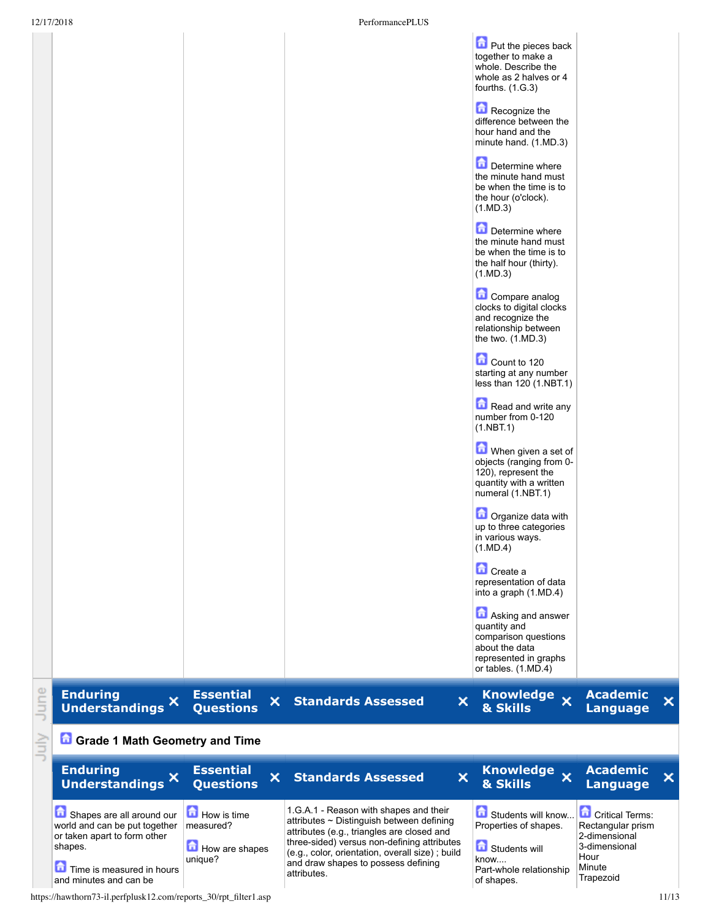| | | | | |
|---|---|---|---|---|
| | | | Put the pieces back together to make a whole. Describe the whole as 2 halves or 4 fourths. (1.G.3)<br><br>Recognize the difference between the hour hand and the minute hand. (1.MD.3)<br><br>Determine where the minute hand must be when the time is to the hour (o'clock). (1.MD.3)<br><br>Determine where the minute hand must be when the time is to the half hour (thirty). (1.MD.3)<br><br>Compare analog clocks to digital clocks and recognize the relationship between the two. (1.MD.3)<br><br>Count to 120 starting at any number less than 120 (1.NBT.1)<br><br>Read and write any number from 0-120 (1.NBT.1)<br><br>When given a set of objects (ranging from 0-120), represent the quantity with a written numeral (1.NBT.1)<br><br>Organize data with up to three categories in various ways. (1.MD.4)<br><br>Create a representation of data into a graph (1.MD.4)<br><br>Asking and answer quantity and comparison questions about the data represented in graphs or tables. (1.MD.4) | |

June July

| Enduring Understandings | Essential Questions | Standards Assessed | Knowledge & Skills | Academic Language |
|---|---|---|---|---|

## Grade 1 Math Geometry and Time

| Enduring Understandings | Essential Questions | Standards Assessed | Knowledge & Skills | Academic Language |
|---|---|---|---|---|
| Shapes are all around our world and can be put together or taken apart to form other shapes.<br><br>Time is measured in hours and minutes and can be | How is time measured?<br><br>How are shapes unique? | 1.G.A.1 - Reason with shapes and their attributes ~ Distinguish between defining attributes (e.g., triangles are closed and three-sided) versus non-defining attributes (e.g., color, orientation, overall size) ; build and draw shapes to possess defining attributes. | Students will know... Properties of shapes.<br><br>Students will know.... Part-whole relationship of shapes. | Critical Terms:<br>Rectangular prism<br>2-dimensional<br>3-dimensional<br>Hour<br>Minute<br>Trapezoid |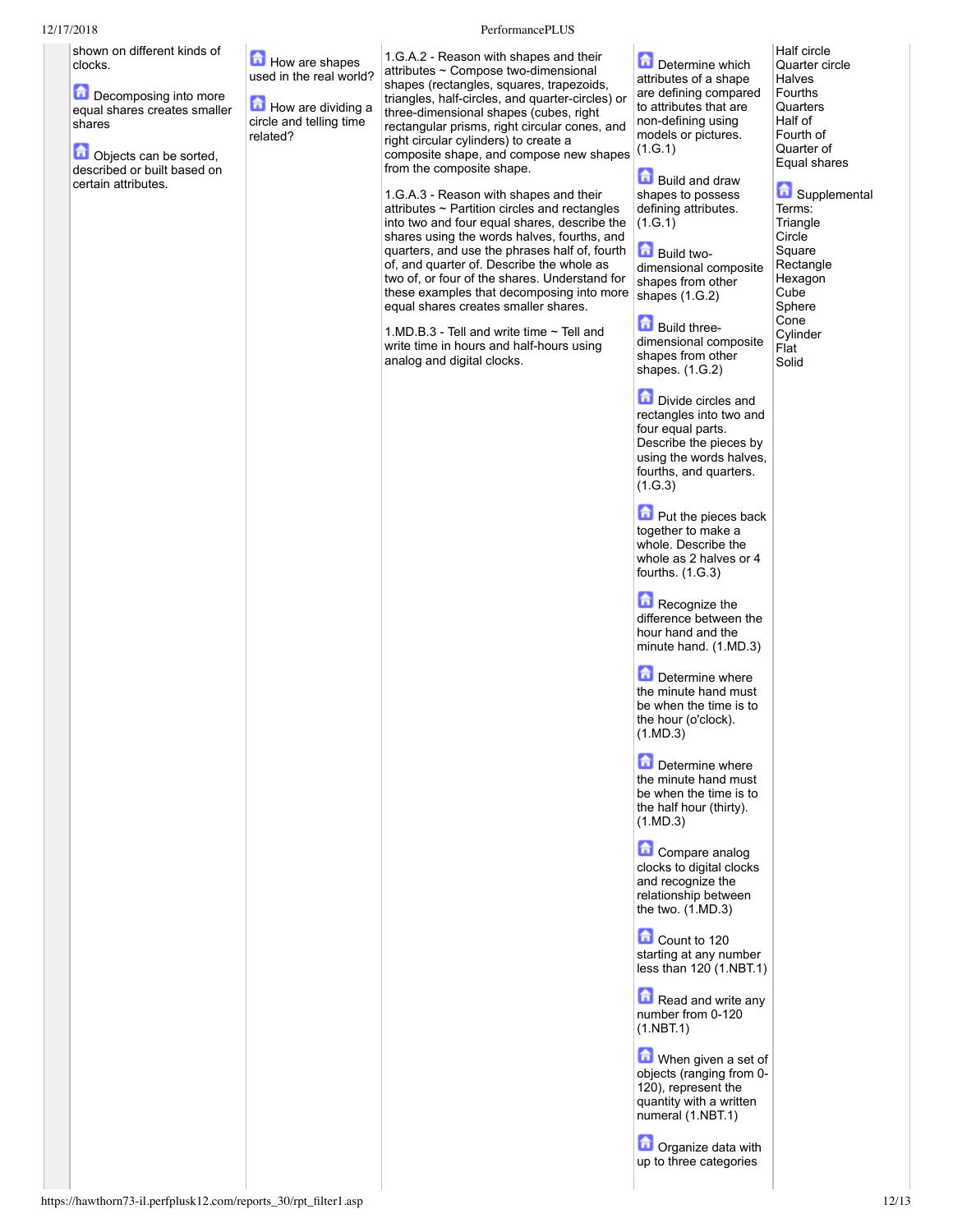| | | | | |
|---|---|---|---|---|
| | shown on different kinds of clocks.<br><br>Decomposing into more equal shares creates smaller shares<br><br>Objects can be sorted, described or built based on certain attributes. | How are shapes used in the real world?<br><br>How are dividing a circle and telling time related? | 1.G.A.2 - Reason with shapes and their attributes ~ Compose two-dimensional shapes (rectangles, squares, trapezoids, triangles, half-circles, and quarter-circles) or three-dimensional shapes (cubes, right rectangular prisms, right circular cones, and right circular cylinders) to create a composite shape, and compose new shapes from the composite shape.<br><br>1.G.A.3 - Reason with shapes and their attributes ~ Partition circles and rectangles into two and four equal shares, describe the shares using the words halves, fourths, and quarters, and use the phrases half of, fourth of, and quarter of. Describe the whole as two of, or four of the shares. Understand for these examples that decomposing into more equal shares creates smaller shares.<br><br>1.MD.B.3 - Tell and write time ~ Tell and write time in hours and half-hours using analog and digital clocks. | Determine which attributes of a shape are defining compared to attributes that are non-defining using models or pictures. (1.G.1)<br><br>Build and draw shapes to possess defining attributes. (1.G.1)<br><br>Build two-dimensional composite shapes from other shapes (1.G.2)<br><br>Build three-dimensional composite shapes from other shapes. (1.G.2)<br><br>Divide circles and rectangles into two and four equal parts. Describe the pieces by using the words halves, fourths, and quarters. (1.G.3)<br><br>Put the pieces back together to make a whole. Describe the whole as 2 halves or 4 fourths. (1.G.3)<br><br>Recognize the difference between the hour hand and the minute hand. (1.MD.3)<br><br>Determine where the minute hand must be when the time is to the hour (o'clock). (1.MD.3)<br><br>Determine where the minute hand must be when the time is to the half hour (thirty). (1.MD.3)<br><br>Compare analog clocks to digital clocks and recognize the relationship between the two. (1.MD.3)<br><br>Count to 120 starting at any number less than 120 (1.NBT.1)<br><br>Read and write any number from 0-120 (1.NBT.1)<br><br>When given a set of objects (ranging from 0-120), represent the quantity with a written numeral (1.NBT.1)<br><br>Organize data with up to three categories | Half circle<br>Quarter circle<br>Halves<br>Fourths<br>Quarters<br>Half of<br>Fourth of<br>Quarter of<br>Equal shares<br><br>Supplemental Terms:<br>Triangle<br>Circle<br>Square<br>Rectangle<br>Hexagon<br>Cube<br>Sphere<br>Cone<br>Cylinder<br>Flat<br>Solid |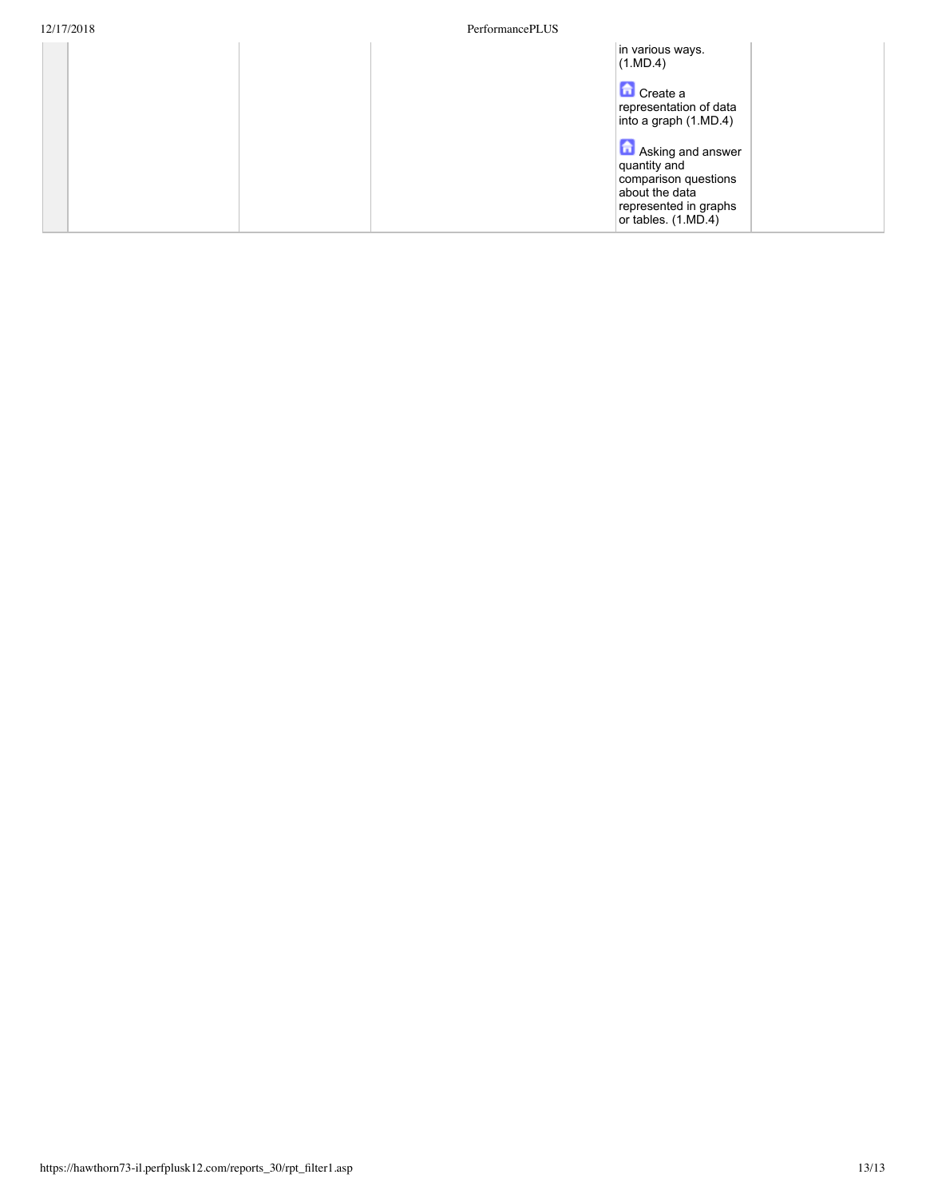| | | | | | |
|---|---|---|---|---|---|
| | | | | in various ways. (1.MD.4)<br><br>Create a representation of data into a graph (1.MD.4)<br><br>Asking and answer quantity and comparison questions about the data represented in graphs or tables. (1.MD.4) | |